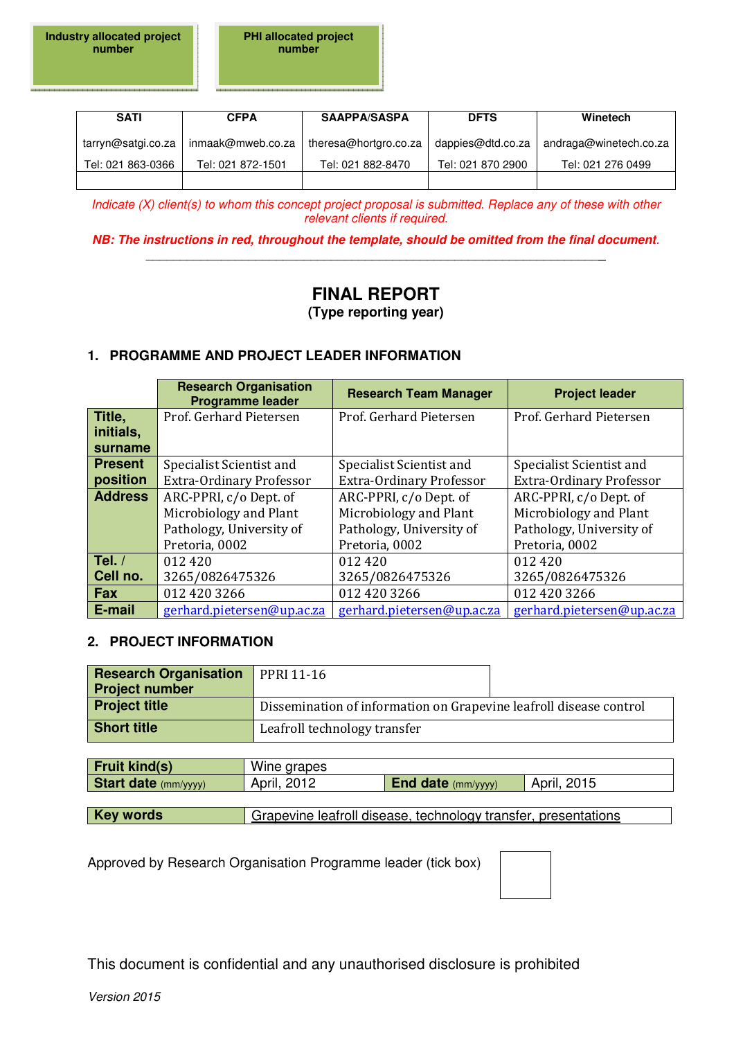| Industry allocated project number | PHI allocated project number |
|---|---|
| | |

| SATI | CFPA | SAAPPA/SASPA | DFTS | Winetech |
|---|---|---|---|---|
| tarryn@satgi.co.za | inmaak@mweb.co.za | theresa@hortgro.co.za | dappies@dtd.co.za | andraga@winetech.co.za |
| Tel: 021 863-0366 | Tel: 021 872-1501 | Tel: 021 882-8470 | Tel: 021 870 2900 | Tel: 021 276 0499 |
| | | | | |

*Indicate (X) client(s) to whom this concept project proposal is submitted. Replace any of these with other relevant clients if required.*

***NB: The instructions in red, throughout the template, should be omitted from the final document.***

---

# FINAL REPORT

**(Type reporting year)**

## 1. PROGRAMME AND PROJECT LEADER INFORMATION

| | Research Organisation Programme leader | Research Team Manager | Project leader |
|---|---|---|---|
| **Title, initials, surname** | Prof. Gerhard Pietersen | Prof. Gerhard Pietersen | Prof. Gerhard Pietersen |
| **Present position** | Specialist Scientist and Extra-Ordinary Professor | Specialist Scientist and Extra-Ordinary Professor | Specialist Scientist and Extra-Ordinary Professor |
| **Address** | ARC-PPRI, c/o Dept. of Microbiology and Plant Pathology, University of Pretoria, 0002 | ARC-PPRI, c/o Dept. of Microbiology and Plant Pathology, University of Pretoria, 0002 | ARC-PPRI, c/o Dept. of Microbiology and Plant Pathology, University of Pretoria, 0002 |
| **Tel. / Cell no.** | 012 420 3265/0826475326 | 012 420 3265/0826475326 | 012 420 3265/0826475326 |
| **Fax** | 012 420 3266 | 012 420 3266 | 012 420 3266 |
| **E-mail** | gerhard.pietersen@up.ac.za | gerhard.pietersen@up.ac.za | gerhard.pietersen@up.ac.za |

## 2. PROJECT INFORMATION

| | |
|---|---|
| **Research Organisation Project number** | PPRI 11-16 |
| **Project title** | Dissemination of information on Grapevine leafroll disease control |
| **Short title** | Leafroll technology transfer |

| | | | |
|---|---|---|---|
| **Fruit kind(s)** | Wine grapes | | |
| **Start date** (mm/yyyy) | April, 2012 | **End date** (mm/yyyy) | April, 2015 |

| | |
|---|---|
| **Key words** | Grapevine leafroll disease, technology transfer, presentations |

Approved by Research Organisation Programme leader (tick box) ☐

This document is confidential and any unauthorised disclosure is prohibited

*Version 2015*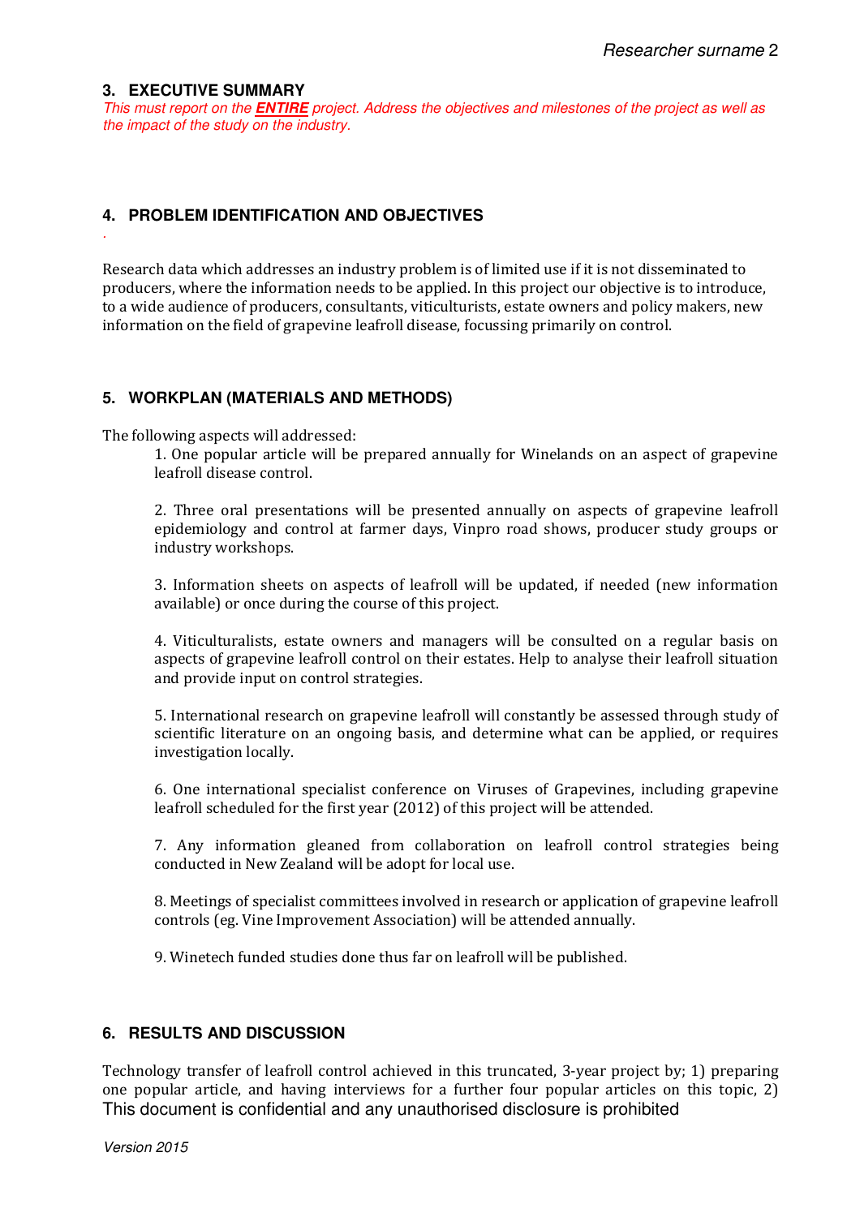## 3. EXECUTIVE SUMMARY

*This must report on the **ENTIRE** project. Address the objectives and milestones of the project as well as the impact of the study on the industry.*

## 4. PROBLEM IDENTIFICATION AND OBJECTIVES

.

Research data which addresses an industry problem is of limited use if it is not disseminated to producers, where the information needs to be applied. In this project our objective is to introduce, to a wide audience of producers, consultants, viticulturists, estate owners and policy makers, new information on the field of grapevine leafroll disease, focussing primarily on control.

## 5. WORKPLAN (MATERIALS AND METHODS)

The following aspects will addressed:

1. One popular article will be prepared annually for Winelands on an aspect of grapevine leafroll disease control.

2. Three oral presentations will be presented annually on aspects of grapevine leafroll epidemiology and control at farmer days, Vinpro road shows, producer study groups or industry workshops.

3. Information sheets on aspects of leafroll will be updated, if needed (new information available) or once during the course of this project.

4. Viticulturalists, estate owners and managers will be consulted on a regular basis on aspects of grapevine leafroll control on their estates. Help to analyse their leafroll situation and provide input on control strategies.

5. International research on grapevine leafroll will constantly be assessed through study of scientific literature on an ongoing basis, and determine what can be applied, or requires investigation locally.

6. One international specialist conference on Viruses of Grapevines, including grapevine leafroll scheduled for the first year (2012) of this project will be attended.

7. Any information gleaned from collaboration on leafroll control strategies being conducted in New Zealand will be adopt for local use.

8. Meetings of specialist committees involved in research or application of grapevine leafroll controls (eg. Vine Improvement Association) will be attended annually.

9. Winetech funded studies done thus far on leafroll will be published.

## 6. RESULTS AND DISCUSSION

Technology transfer of leafroll control achieved in this truncated, 3-year project by; 1) preparing one popular article, and having interviews for a further four popular articles on this topic, 2)

This document is confidential and any unauthorised disclosure is prohibited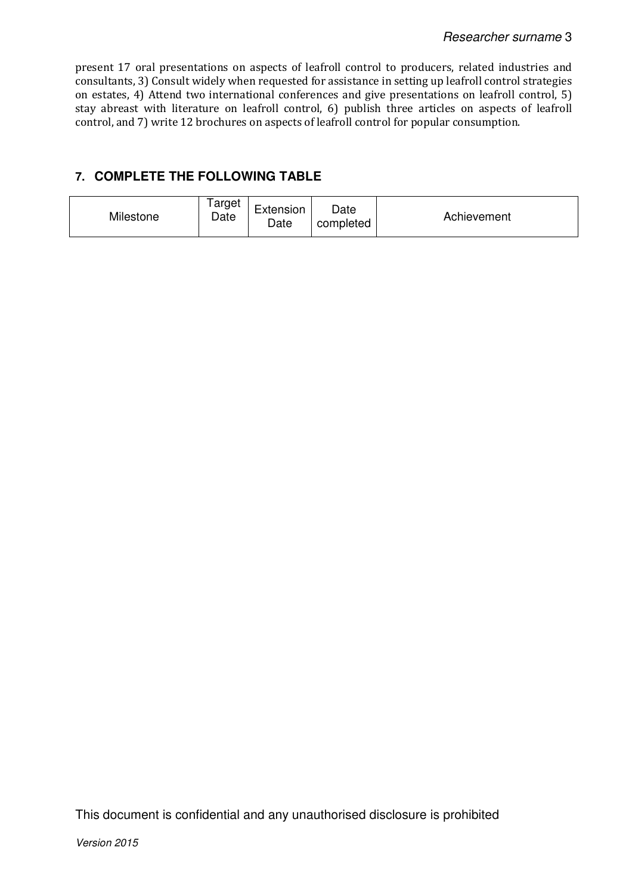present 17 oral presentations on aspects of leafroll control to producers, related industries and consultants, 3) Consult widely when requested for assistance in setting up leafroll control strategies on estates, 4) Attend two international conferences and give presentations on leafroll control, 5) stay abreast with literature on leafroll control, 6) publish three articles on aspects of leafroll control, and 7) write 12 brochures on aspects of leafroll control for popular consumption.

## 7. COMPLETE THE FOLLOWING TABLE

| Milestone | Target Date | Extension Date | Date completed | Achievement |
| --- | --- | --- | --- | --- |

This document is confidential and any unauthorised disclosure is prohibited

*Version 2015*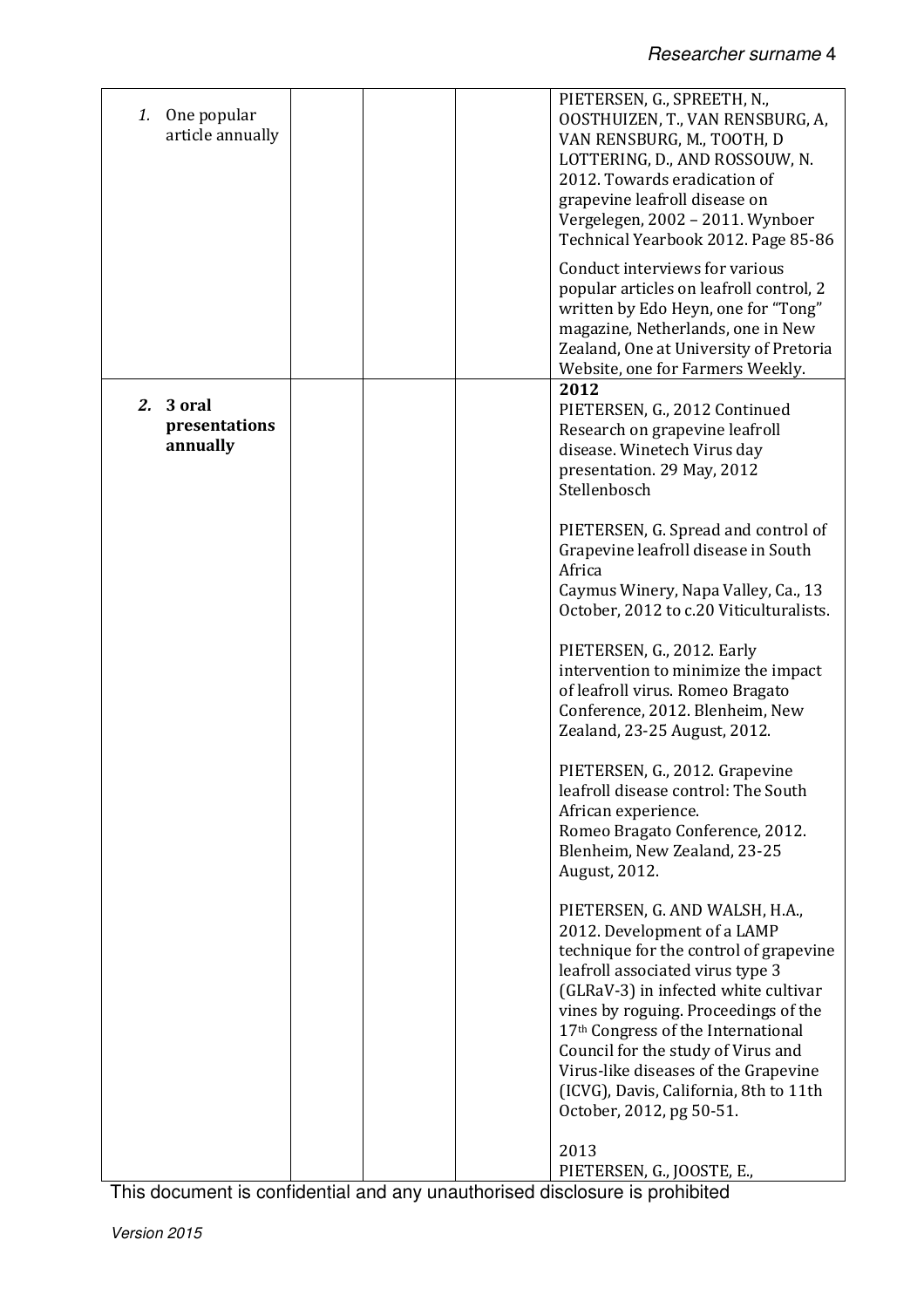| | | | | |
|---|---|---|---|---|
| 1. One popular article annually | | | | PIETERSEN, G., SPREETH, N., OOSTHUIZEN, T., VAN RENSBURG, A, VAN RENSBURG, M., TOOTH, D LOTTERING, D., AND ROSSOUW, N. 2012. Towards eradication of grapevine leafroll disease on Vergelegen, 2002 – 2011. Wynboer Technical Yearbook 2012. Page 85-86<br><br>Conduct interviews for various popular articles on leafroll control, 2 written by Edo Heyn, one for "Tong" magazine, Netherlands, one in New Zealand, One at University of Pretoria Website, one for Farmers Weekly. |
| **2. 3 oral presentations annually** | | | | **2012**<br>PIETERSEN, G., 2012 Continued Research on grapevine leafroll disease. Winetech Virus day presentation. 29 May, 2012 Stellenbosch<br><br>PIETERSEN, G. Spread and control of Grapevine leafroll disease in South Africa<br>Caymus Winery, Napa Valley, Ca., 13 October, 2012 to c.20 Viticulturalists.<br><br>PIETERSEN, G., 2012. Early intervention to minimize the impact of leafroll virus. Romeo Bragato Conference, 2012. Blenheim, New Zealand, 23-25 August, 2012.<br><br>PIETERSEN, G., 2012. Grapevine leafroll disease control: The South African experience.<br>Romeo Bragato Conference, 2012. Blenheim, New Zealand, 23-25 August, 2012.<br><br>PIETERSEN, G. AND WALSH, H.A., 2012. Development of a LAMP technique for the control of grapevine leafroll associated virus type 3 (GLRaV-3) in infected white cultivar vines by roguing. Proceedings of the 17th Congress of the International Council for the study of Virus and Virus-like diseases of the Grapevine (ICVG), Davis, California, 8th to 11th October, 2012, pg 50-51.<br><br>2013<br>PIETERSEN, G., JOOSTE, E., |

This document is confidential and any unauthorised disclosure is prohibited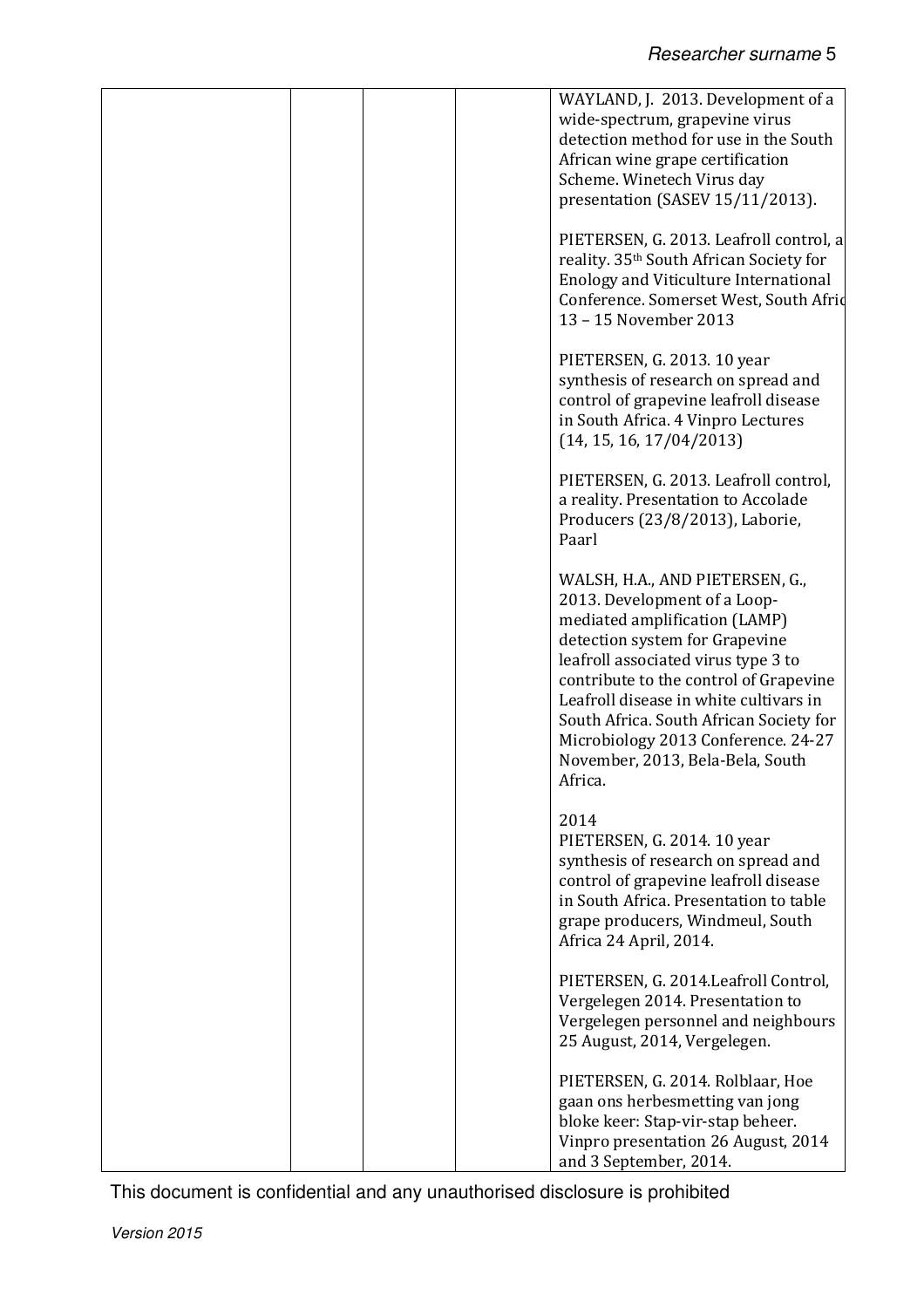| | | | | |
|---|---|---|---|---|
| | | | | WAYLAND, J. 2013. Development of a wide-spectrum, grapevine virus detection method for use in the South African wine grape certification Scheme. Winetech Virus day presentation (SASEV 15/11/2013).<br><br>PIETERSEN, G. 2013. Leafroll control, a reality. 35th South African Society for Enology and Viticulture International Conference. Somerset West, South Afric 13 – 15 November 2013<br><br>PIETERSEN, G. 2013. 10 year synthesis of research on spread and control of grapevine leafroll disease in South Africa. 4 Vinpro Lectures (14, 15, 16, 17/04/2013)<br><br>PIETERSEN, G. 2013. Leafroll control, a reality. Presentation to Accolade Producers (23/8/2013), Laborie, Paarl<br><br>WALSH, H.A., AND PIETERSEN, G., 2013. Development of a Loop-mediated amplification (LAMP) detection system for Grapevine leafroll associated virus type 3 to contribute to the control of Grapevine Leafroll disease in white cultivars in South Africa. South African Society for Microbiology 2013 Conference. 24-27 November, 2013, Bela-Bela, South Africa.<br><br>2014<br>PIETERSEN, G. 2014. 10 year synthesis of research on spread and control of grapevine leafroll disease in South Africa. Presentation to table grape producers, Windmeul, South Africa 24 April, 2014.<br><br>PIETERSEN, G. 2014.Leafroll Control, Vergelegen 2014. Presentation to Vergelegen personnel and neighbours 25 August, 2014, Vergelegen.<br><br>PIETERSEN, G. 2014. Rolblaar, Hoe gaan ons herbesmetting van jong bloke keer: Stap-vir-stap beheer. Vinpro presentation 26 August, 2014 and 3 September, 2014. |

This document is confidential and any unauthorised disclosure is prohibited

Version 2015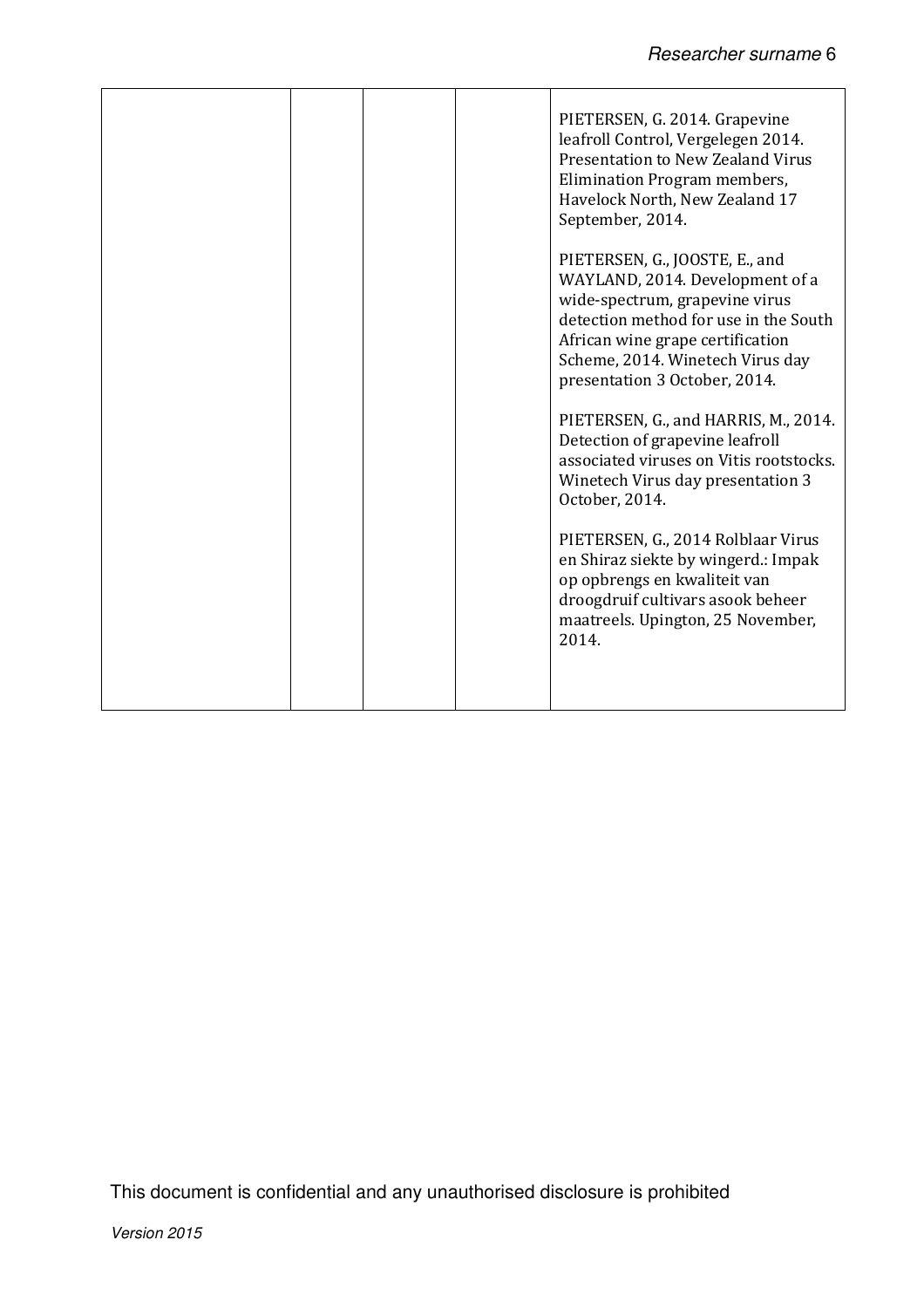| | | | | |
|---|---|---|---|---|
| | | | | PIETERSEN, G. 2014. Grapevine leafroll Control, Vergelegen 2014. Presentation to New Zealand Virus Elimination Program members, Havelock North, New Zealand 17 September, 2014.<br><br>PIETERSEN, G., JOOSTE, E., and WAYLAND, 2014. Development of a wide-spectrum, grapevine virus detection method for use in the South African wine grape certification Scheme, 2014. Winetech Virus day presentation 3 October, 2014.<br><br>PIETERSEN, G., and HARRIS, M., 2014. Detection of grapevine leafroll associated viruses on Vitis rootstocks. Winetech Virus day presentation 3 October, 2014.<br><br>PIETERSEN, G., 2014 Rolblaar Virus en Shiraz siekte by wingerd.: Impak op opbrengs en kwaliteit van droogdruif cultivars asook beheer maatreels. Upington, 25 November, 2014. |

This document is confidential and any unauthorised disclosure is prohibited

*Version 2015*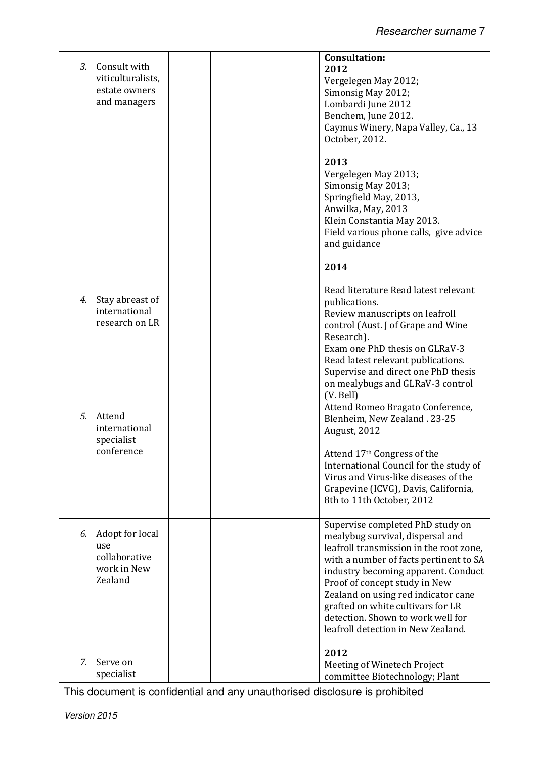| | | | | |
|---|---|---|---|---|
| 3. Consult with viticulturalists, estate owners and managers | | | | **Consultation:**<br>**2012**<br>Vergelegen May 2012;<br>Simonsig May 2012;<br>Lombardi June 2012<br>Benchem, June 2012.<br>Caymus Winery, Napa Valley, Ca., 13 October, 2012.<br><br>**2013**<br>Vergelegen May 2013;<br>Simonsig May 2013;<br>Springfield May, 2013,<br>Anwilka, May, 2013<br>Klein Constantia May 2013.<br>Field various phone calls, give advice and guidance<br><br>**2014** |
| 4. Stay abreast of international research on LR | | | | Read literature Read latest relevant publications.<br>Review manuscripts on leafroll control (Aust. J of Grape and Wine Research).<br>Exam one PhD thesis on GLRaV-3<br>Read latest relevant publications.<br>Supervise and direct one PhD thesis on mealybugs and GLRaV-3 control (V. Bell) |
| 5. Attend international specialist conference | | | | Attend Romeo Bragato Conference, Blenheim, New Zealand . 23-25 August, 2012<br><br>Attend 17th Congress of the International Council for the study of Virus and Virus-like diseases of the Grapevine (ICVG), Davis, California, 8th to 11th October, 2012 |
| 6. Adopt for local use collaborative work in New Zealand | | | | Supervise completed PhD study on mealybug survival, dispersal and leafroll transmission in the root zone, with a number of facts pertinent to SA industry becoming apparent. Conduct Proof of concept study in New Zealand on using red indicator cane grafted on white cultivars for LR detection. Shown to work well for leafroll detection in New Zealand. |
| 7. Serve on specialist | | | | **2012**<br>Meeting of Winetech Project committee Biotechnology; Plant |

This document is confidential and any unauthorised disclosure is prohibited

*Version 2015*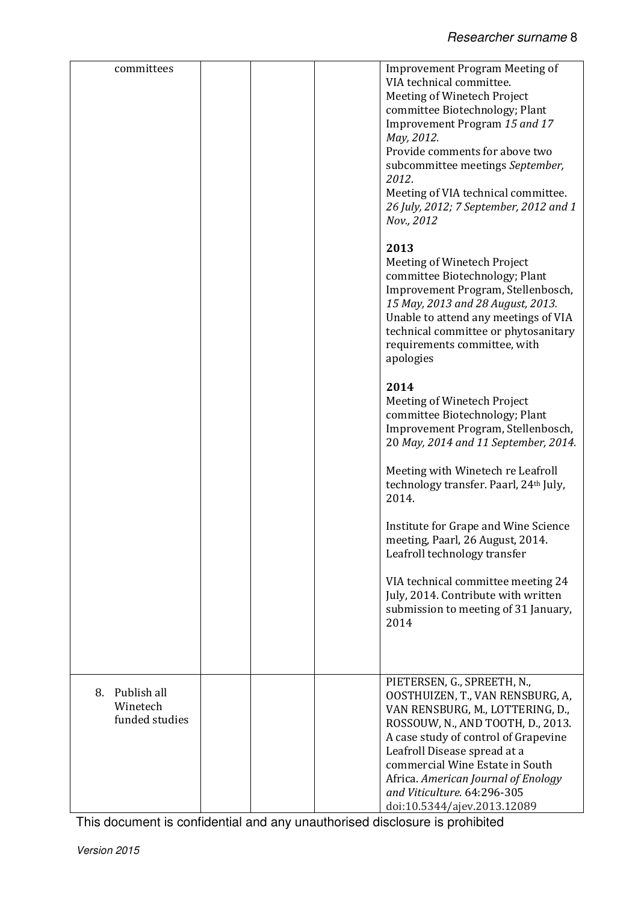| | | | | |
|---|---|---|---|---|
| committees | | | | Improvement Program Meeting of VIA technical committee.<br>Meeting of Winetech Project committee Biotechnology; Plant Improvement Program *15 and 17 May, 2012.*<br>Provide comments for above two subcommittee meetings *September, 2012*.<br>Meeting of VIA technical committee. *26 July, 2012; 7 September, 2012 and 1 Nov., 2012*<br><br>**2013**<br>Meeting of Winetech Project committee Biotechnology; Plant Improvement Program, Stellenbosch, *15 May, 2013 and 28 August, 2013.*<br>Unable to attend any meetings of VIA technical committee or phytosanitary requirements committee, with apologies<br><br>**2014**<br>Meeting of Winetech Project committee Biotechnology; Plant Improvement Program, Stellenbosch, 20 *May, 2014 and 11 September, 2014.*<br><br>Meeting with Winetech re Leafroll technology transfer. Paarl, 24th July, 2014.<br><br>Institute for Grape and Wine Science meeting, Paarl, 26 August, 2014. Leafroll technology transfer<br><br>VIA technical committee meeting 24 July, 2014. Contribute with written submission to meeting of 31 January, 2014 |
| 8. Publish all Winetech funded studies | | | | PIETERSEN, G., SPREETH, N., OOSTHUIZEN, T., VAN RENSBURG, A, VAN RENSBURG, M., LOTTERING, D., ROSSOUW, N., AND TOOTH, D., 2013. A case study of control of Grapevine Leafroll Disease spread at a commercial Wine Estate in South Africa. *American Journal of Enology and Viticulture.* 64:296-305 doi:10.5344/ajev.2013.12089 |

This document is confidential and any unauthorised disclosure is prohibited

*Version 2015*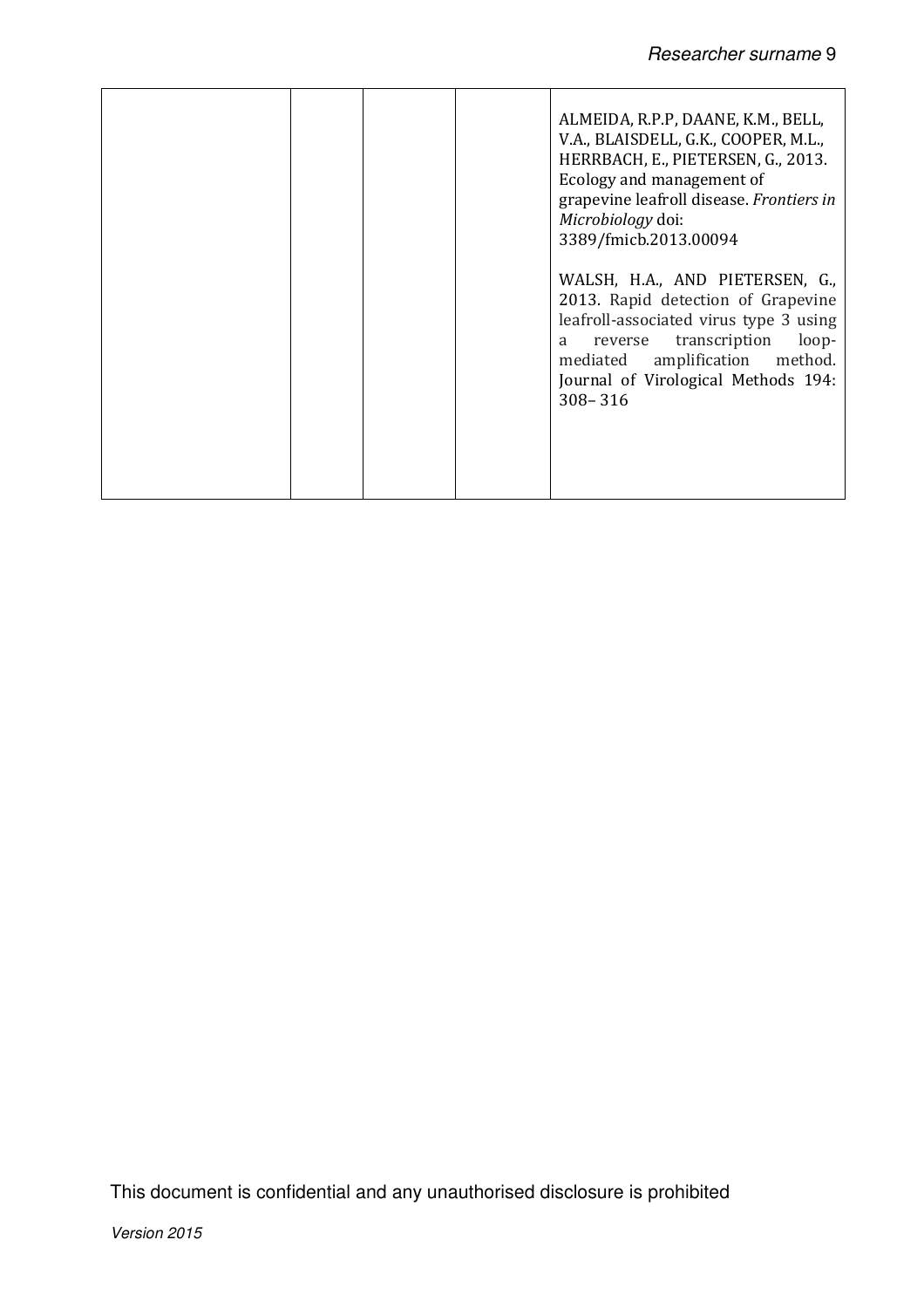| | | | | |
|---|---|---|---|---|
| | | | | ALMEIDA, R.P.P, DAANE, K.M., BELL, V.A., BLAISDELL, G.K., COOPER, M.L., HERRBACH, E., PIETERSEN, G., 2013. Ecology and management of grapevine leafroll disease. *Frontiers in Microbiology* doi: 3389/fmicb.2013.00094<br><br>WALSH, H.A., AND PIETERSEN, G., 2013. Rapid detection of Grapevine leafroll-associated virus type 3 using a reverse transcription loop-mediated amplification method. Journal of Virological Methods 194: 308– 316 |

This document is confidential and any unauthorised disclosure is prohibited

*Version 2015*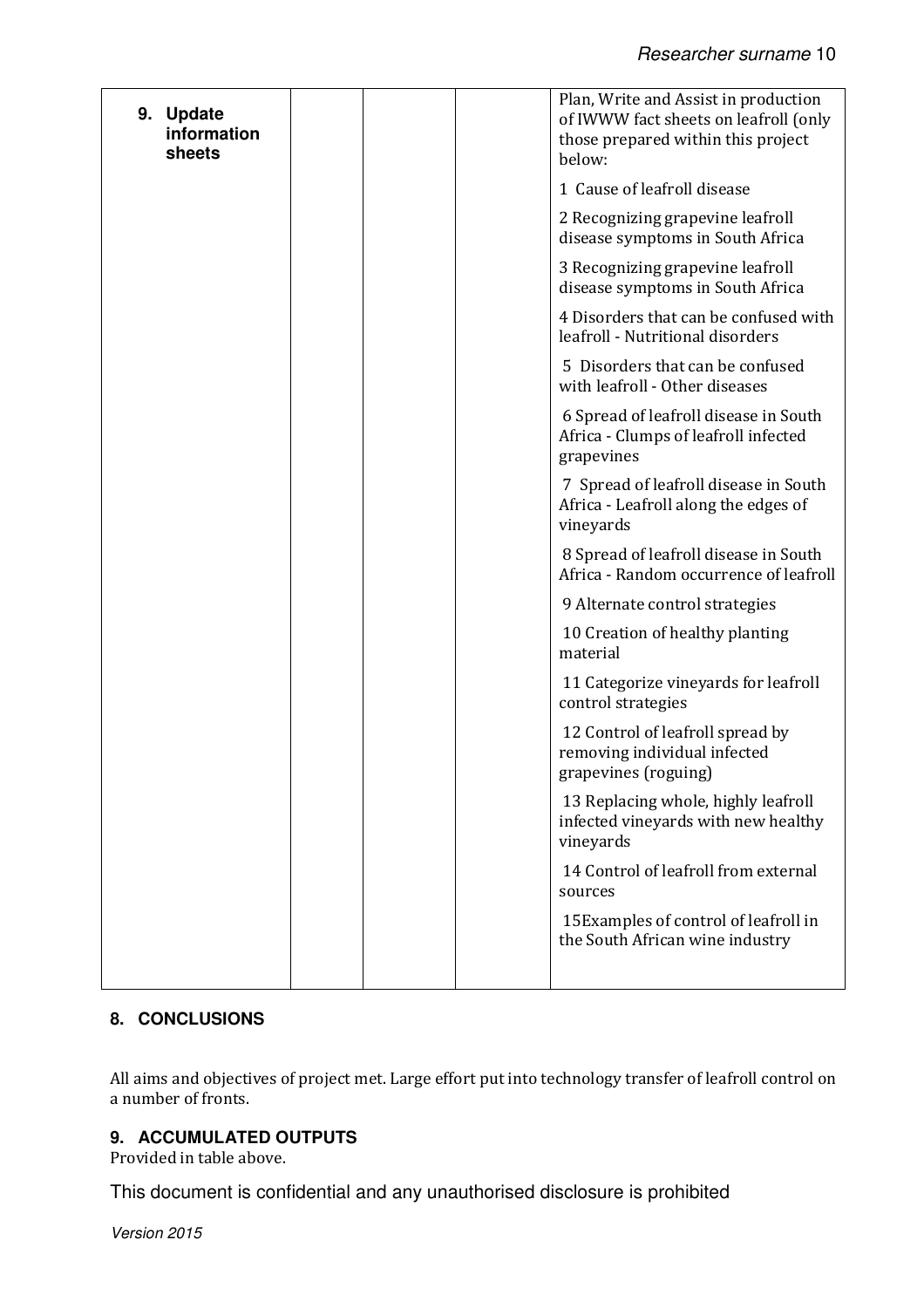| 9. Update information sheets | | | | Plan, Write and Assist in production of IWWW fact sheets on leafroll (only those prepared within this project below: |
|---|---|---|---|---|
| | | | | 1 Cause of leafroll disease |
| | | | | 2 Recognizing grapevine leafroll disease symptoms in South Africa |
| | | | | 3 Recognizing grapevine leafroll disease symptoms in South Africa |
| | | | | 4 Disorders that can be confused with leafroll - Nutritional disorders |
| | | | | 5 Disorders that can be confused with leafroll - Other diseases |
| | | | | 6 Spread of leafroll disease in South Africa - Clumps of leafroll infected grapevines |
| | | | | 7 Spread of leafroll disease in South Africa - Leafroll along the edges of vineyards |
| | | | | 8 Spread of leafroll disease in South Africa - Random occurrence of leafroll |
| | | | | 9 Alternate control strategies |
| | | | | 10 Creation of healthy planting material |
| | | | | 11 Categorize vineyards for leafroll control strategies |
| | | | | 12 Control of leafroll spread by removing individual infected grapevines (roguing) |
| | | | | 13 Replacing whole, highly leafroll infected vineyards with new healthy vineyards |
| | | | | 14 Control of leafroll from external sources |
| | | | | 15Examples of control of leafroll in the South African wine industry |

## 8. CONCLUSIONS

All aims and objectives of project met. Large effort put into technology transfer of leafroll control on a number of fronts.

## 9. ACCUMULATED OUTPUTS

Provided in table above.

This document is confidential and any unauthorised disclosure is prohibited

*Version 2015*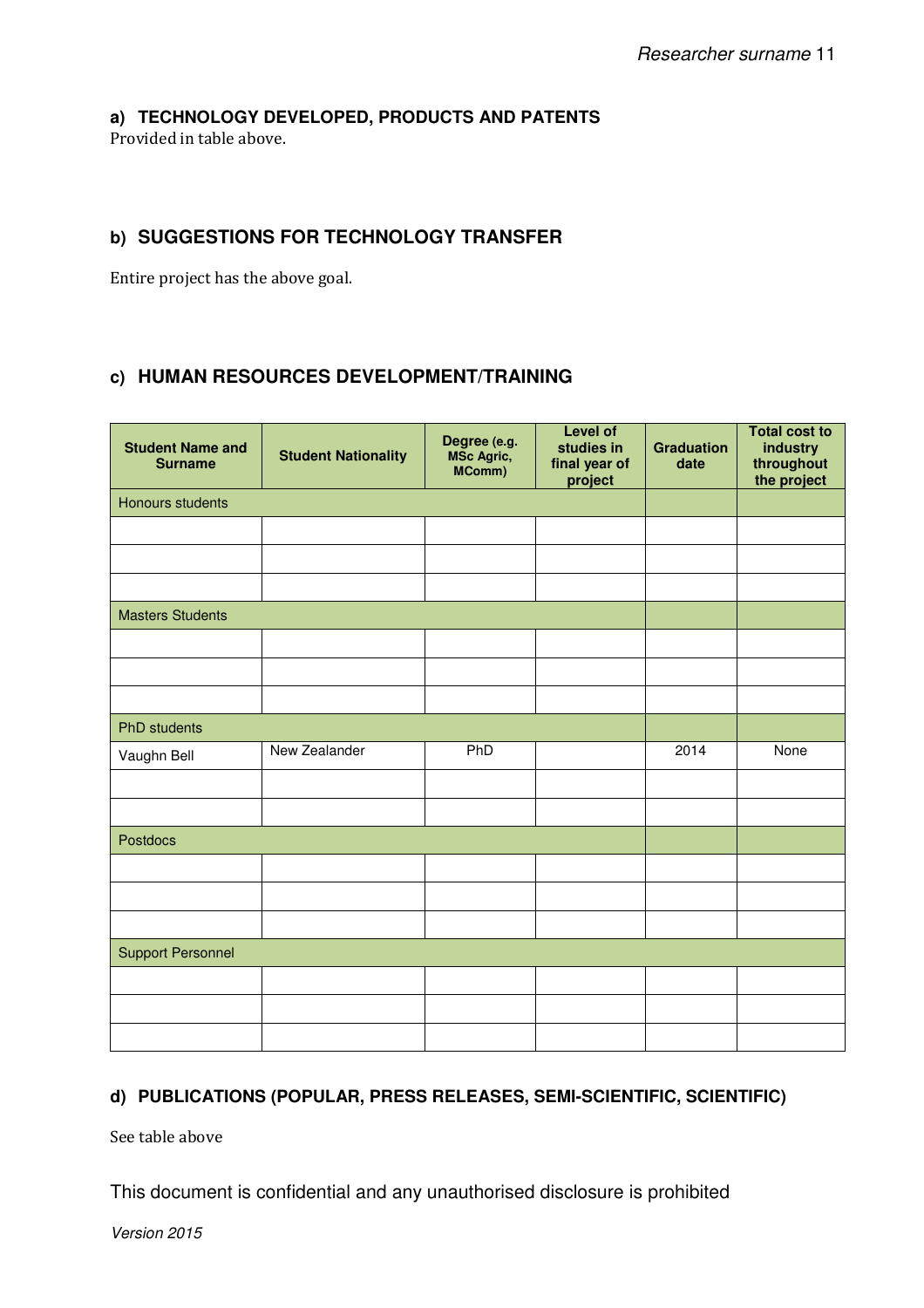#### a) TECHNOLOGY DEVELOPED, PRODUCTS AND PATENTS

Provided in table above.

#### b) SUGGESTIONS FOR TECHNOLOGY TRANSFER

Entire project has the above goal.

#### c) HUMAN RESOURCES DEVELOPMENT/TRAINING

| Student Name and Surname | Student Nationality | Degree (e.g. MSc Agric, MComm) | Level of studies in final year of project | Graduation date | Total cost to industry throughout the project |
|---|---|---|---|---|---|
| Honours students | | | | | |
| | | | | | |
| | | | | | |
| | | | | | |
| Masters Students | | | | | |
| | | | | | |
| | | | | | |
| | | | | | |
| PhD students | | | | | |
| Vaughn Bell | New Zealander | PhD | | 2014 | None |
| | | | | | |
| | | | | | |
| Postdocs | | | | | |
| | | | | | |
| | | | | | |
| | | | | | |
| Support Personnel | | | | | |
| | | | | | |
| | | | | | |
| | | | | | |

#### d) PUBLICATIONS (POPULAR, PRESS RELEASES, SEMI-SCIENTIFIC, SCIENTIFIC)

See table above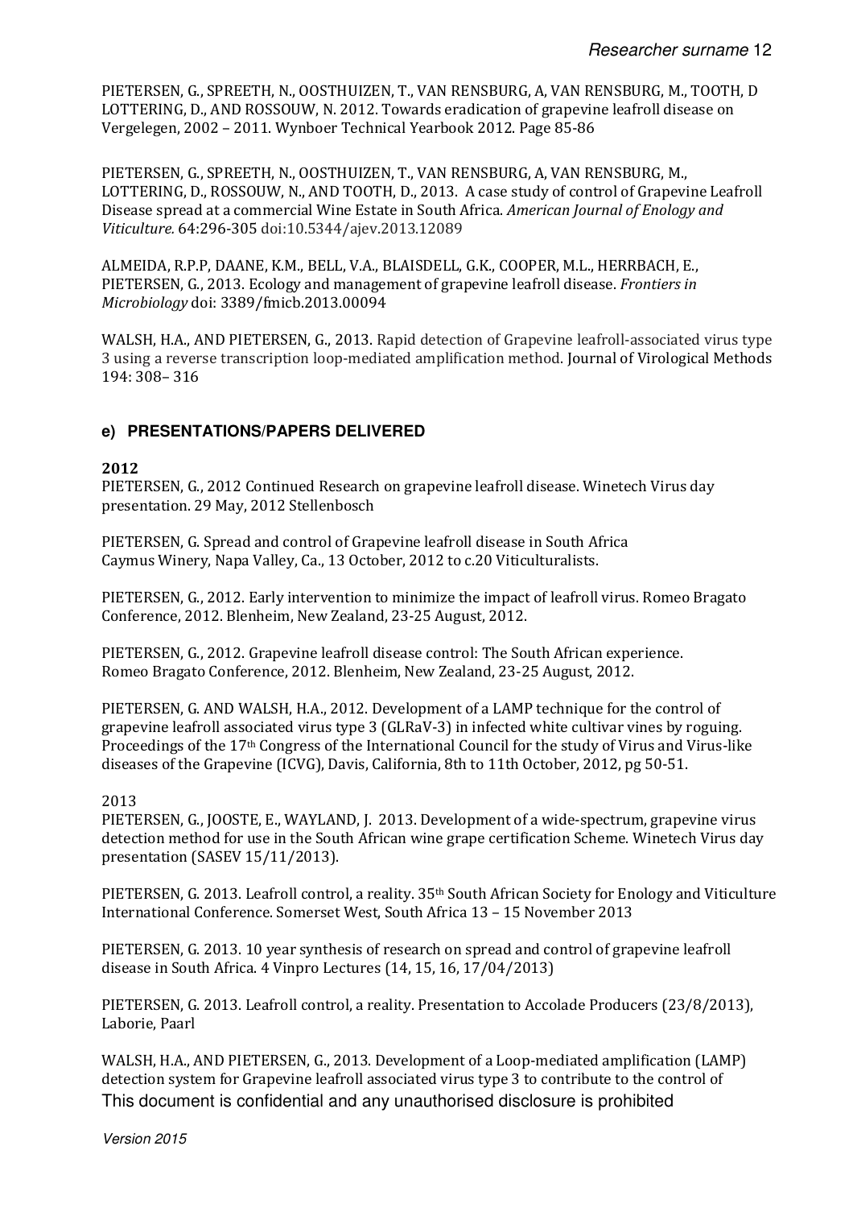PIETERSEN, G., SPREETH, N., OOSTHUIZEN, T., VAN RENSBURG, A, VAN RENSBURG, M., TOOTH, D LOTTERING, D., AND ROSSOUW, N. 2012. Towards eradication of grapevine leafroll disease on Vergelegen, 2002 – 2011. Wynboer Technical Yearbook 2012. Page 85-86

PIETERSEN, G., SPREETH, N., OOSTHUIZEN, T., VAN RENSBURG, A, VAN RENSBURG, M., LOTTERING, D., ROSSOUW, N., AND TOOTH, D., 2013. A case study of control of Grapevine Leafroll Disease spread at a commercial Wine Estate in South Africa. *American Journal of Enology and Viticulture.* 64:296-305 doi:10.5344/ajev.2013.12089

ALMEIDA, R.P.P, DAANE, K.M., BELL, V.A., BLAISDELL, G.K., COOPER, M.L., HERRBACH, E., PIETERSEN, G., 2013. Ecology and management of grapevine leafroll disease. *Frontiers in Microbiology* doi: 3389/fmicb.2013.00094

WALSH, H.A., AND PIETERSEN, G., 2013. Rapid detection of Grapevine leafroll-associated virus type 3 using a reverse transcription loop-mediated amplification method. Journal of Virological Methods 194: 308– 316

## e) PRESENTATIONS/PAPERS DELIVERED

**2012**

PIETERSEN, G., 2012 Continued Research on grapevine leafroll disease. Winetech Virus day presentation. 29 May, 2012 Stellenbosch

PIETERSEN, G. Spread and control of Grapevine leafroll disease in South Africa Caymus Winery, Napa Valley, Ca., 13 October, 2012 to c.20 Viticulturalists.

PIETERSEN, G., 2012. Early intervention to minimize the impact of leafroll virus. Romeo Bragato Conference, 2012. Blenheim, New Zealand, 23-25 August, 2012.

PIETERSEN, G., 2012. Grapevine leafroll disease control: The South African experience. Romeo Bragato Conference, 2012. Blenheim, New Zealand, 23-25 August, 2012.

PIETERSEN, G. AND WALSH, H.A., 2012. Development of a LAMP technique for the control of grapevine leafroll associated virus type 3 (GLRaV-3) in infected white cultivar vines by roguing. Proceedings of the 17th Congress of the International Council for the study of Virus and Virus-like diseases of the Grapevine (ICVG), Davis, California, 8th to 11th October, 2012, pg 50-51.

2013

PIETERSEN, G., JOOSTE, E., WAYLAND, J. 2013. Development of a wide-spectrum, grapevine virus detection method for use in the South African wine grape certification Scheme. Winetech Virus day presentation (SASEV 15/11/2013).

PIETERSEN, G. 2013. Leafroll control, a reality. 35th South African Society for Enology and Viticulture International Conference. Somerset West, South Africa 13 – 15 November 2013

PIETERSEN, G. 2013. 10 year synthesis of research on spread and control of grapevine leafroll disease in South Africa. 4 Vinpro Lectures (14, 15, 16, 17/04/2013)

PIETERSEN, G. 2013. Leafroll control, a reality. Presentation to Accolade Producers (23/8/2013), Laborie, Paarl

WALSH, H.A., AND PIETERSEN, G., 2013. Development of a Loop-mediated amplification (LAMP) detection system for Grapevine leafroll associated virus type 3 to contribute to the control of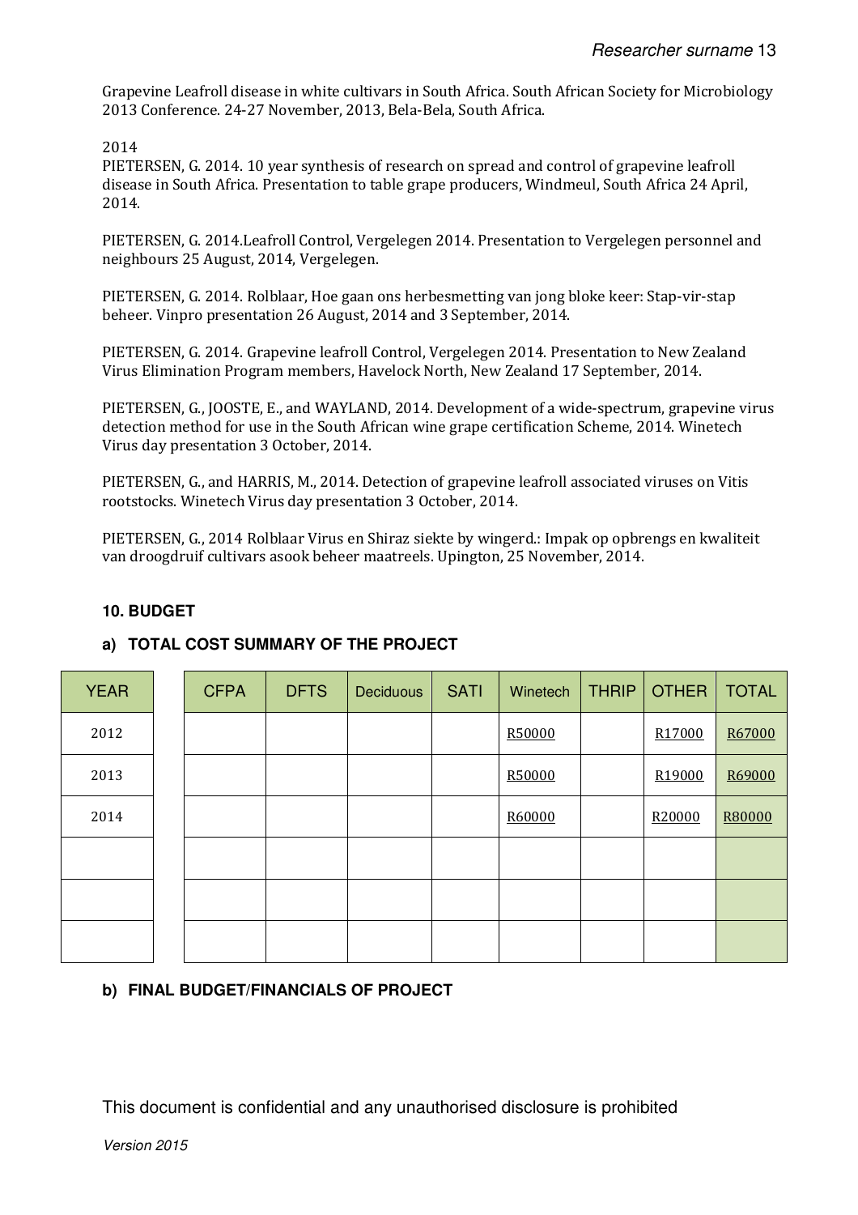Grapevine Leafroll disease in white cultivars in South Africa. South African Society for Microbiology 2013 Conference. 24-27 November, 2013, Bela-Bela, South Africa.

2014

PIETERSEN, G. 2014. 10 year synthesis of research on spread and control of grapevine leafroll disease in South Africa. Presentation to table grape producers, Windmeul, South Africa 24 April, 2014.

PIETERSEN, G. 2014.Leafroll Control, Vergelegen 2014. Presentation to Vergelegen personnel and neighbours 25 August, 2014, Vergelegen.

PIETERSEN, G. 2014. Rolblaar, Hoe gaan ons herbesmetting van jong bloke keer: Stap-vir-stap beheer. Vinpro presentation 26 August, 2014 and 3 September, 2014.

PIETERSEN, G. 2014. Grapevine leafroll Control, Vergelegen 2014. Presentation to New Zealand Virus Elimination Program members, Havelock North, New Zealand 17 September, 2014.

PIETERSEN, G., JOOSTE, E., and WAYLAND, 2014. Development of a wide-spectrum, grapevine virus detection method for use in the South African wine grape certification Scheme, 2014. Winetech Virus day presentation 3 October, 2014.

PIETERSEN, G., and HARRIS, M., 2014. Detection of grapevine leafroll associated viruses on Vitis rootstocks. Winetech Virus day presentation 3 October, 2014.

PIETERSEN, G., 2014 Rolblaar Virus en Shiraz siekte by wingerd.: Impak op opbrengs en kwaliteit van droogdruif cultivars asook beheer maatreels. Upington, 25 November, 2014.

## 10. BUDGET

### a) TOTAL COST SUMMARY OF THE PROJECT

| YEAR | CFPA | DFTS | Deciduous | SATI | Winetech | THRIP | OTHER | TOTAL |
|---|---|---|---|---|---|---|---|---|
| 2012 | | | | | R50000 | | R17000 | R67000 |
| 2013 | | | | | R50000 | | R19000 | R69000 |
| 2014 | | | | | R60000 | | R20000 | R80000 |
| | | | | | | | | |
| | | | | | | | | |
| | | | | | | | | |

### b) FINAL BUDGET/FINANCIALS OF PROJECT

This document is confidential and any unauthorised disclosure is prohibited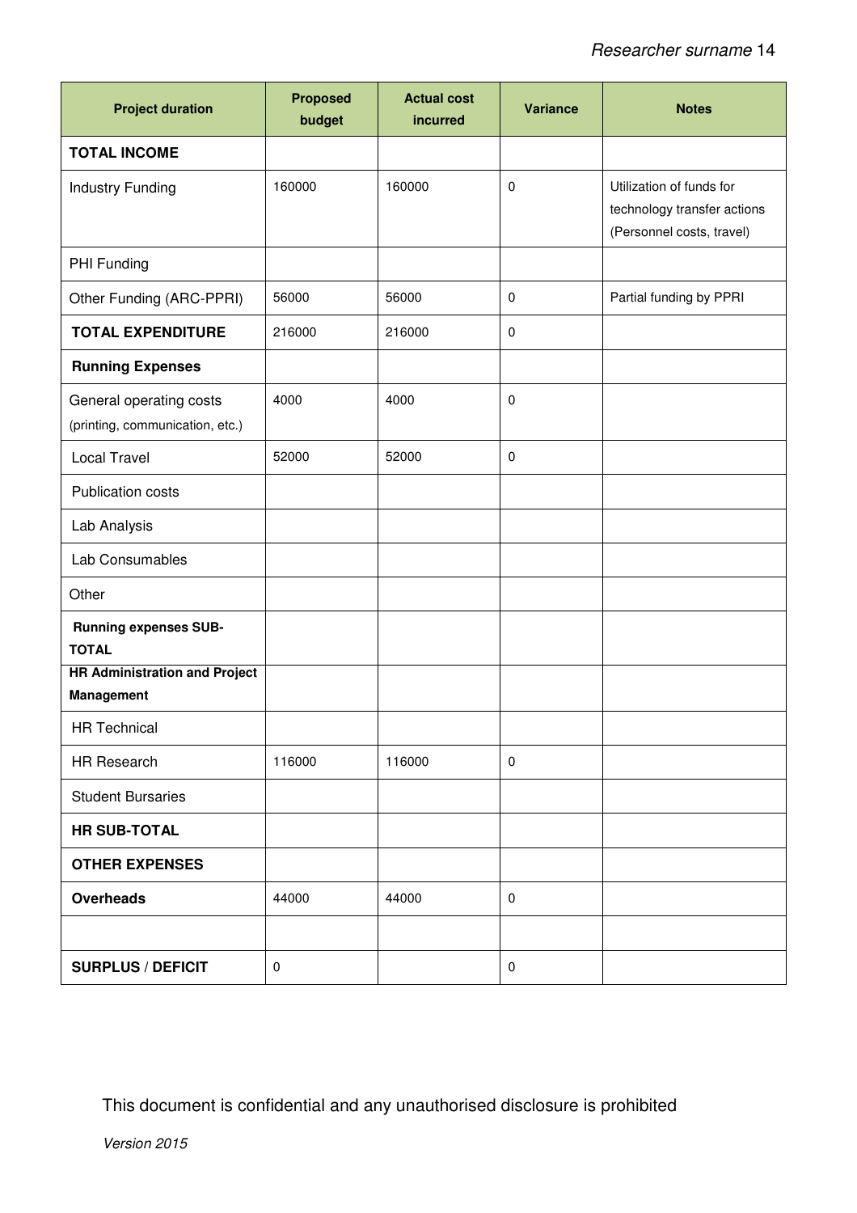| Project duration | Proposed budget | Actual cost incurred | Variance | Notes |
|---|---|---|---|---|
| **TOTAL INCOME** | | | | |
| Industry Funding | 160000 | 160000 | 0 | Utilization of funds for technology transfer actions (Personnel costs, travel) |
| PHI Funding | | | | |
| Other Funding (ARC-PPRI) | 56000 | 56000 | 0 | Partial funding by PPRI |
| **TOTAL EXPENDITURE** | 216000 | 216000 | 0 | |
| **Running Expenses** | | | | |
| General operating costs (printing, communication, etc.) | 4000 | 4000 | 0 | |
| Local Travel | 52000 | 52000 | 0 | |
| Publication costs | | | | |
| Lab Analysis | | | | |
| Lab Consumables | | | | |
| Other | | | | |
| **Running expenses SUB-TOTAL** | | | | |
| **HR Administration and Project Management** | | | | |
| HR Technical | | | | |
| HR Research | 116000 | 116000 | 0 | |
| Student Bursaries | | | | |
| **HR SUB-TOTAL** | | | | |
| **OTHER EXPENSES** | | | | |
| **Overheads** | 44000 | 44000 | 0 | |
| | | | | |
| **SURPLUS / DEFICIT** | 0 | | 0 | |

This document is confidential and any unauthorised disclosure is prohibited

*Version 2015*